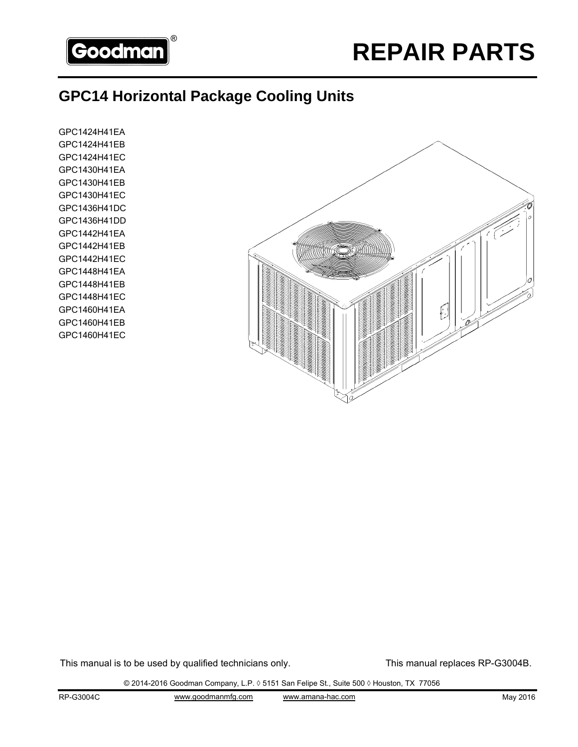# REPAIR PARTS

## GPC14 Horizontal Package Cooling Units

GPC1424H41EA
GPC1424H41EB
GPC1424H41EC
GPC1430H41EA
GPC1430H41EB
GPC1430H41EC
GPC1436H41DC
GPC1436H41DD
GPC1442H41EA
GPC1442H41EB
GPC1442H41EC
GPC1448H41EA
GPC1448H41EB
GPC1448H41EC
GPC1460H41EA
GPC1460H41EB
GPC1460H41EC

This manual is to be used by qualified technicians only.

This manual replaces RP-G3004B.

© 2014-2016 Goodman Company, L.P. ◊ 5151 San Felipe St., Suite 500 ◊ Houston, TX 77056

RP-G3004C www.goodmanmfg.com www.amana-hac.com May 2016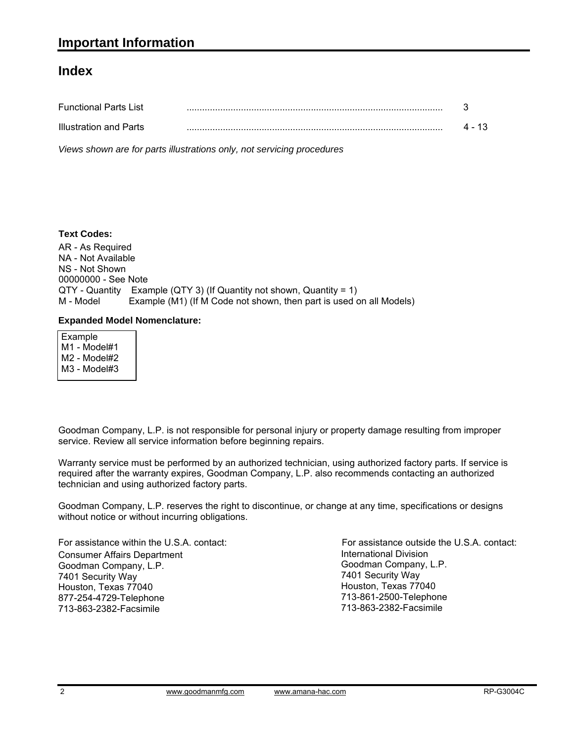# Important Information

## Index

| | |
|---|---|
| Functional Parts List | 3 |
| Illustration and Parts | 4 - 13 |

*Views shown are for parts illustrations only, not servicing procedures*

**Text Codes:**

AR - As Required
NA - Not Available
NS - Not Shown
00000000 - See Note
QTY - Quantity    Example (QTY 3) (If Quantity not shown, Quantity = 1)
M - Model    Example (M1) (If M Code not shown, then part is used on all Models)

**Expanded Model Nomenclature:**

Example
M1 - Model#1
M2 - Model#2
M3 - Model#3

Goodman Company, L.P. is not responsible for personal injury or property damage resulting from improper service. Review all service information before beginning repairs.

Warranty service must be performed by an authorized technician, using authorized factory parts. If service is required after the warranty expires, Goodman Company, L.P. also recommends contacting an authorized technician and using authorized factory parts.

Goodman Company, L.P. reserves the right to discontinue, or change at any time, specifications or designs without notice or without incurring obligations.

For assistance within the U.S.A. contact:
Consumer Affairs Department
Goodman Company, L.P.
7401 Security Way
Houston, Texas 77040
877-254-4729-Telephone
713-863-2382-Facsimile

For assistance outside the U.S.A. contact:
International Division
Goodman Company, L.P.
7401 Security Way
Houston, Texas 77040
713-861-2500-Telephone
713-863-2382-Facsimile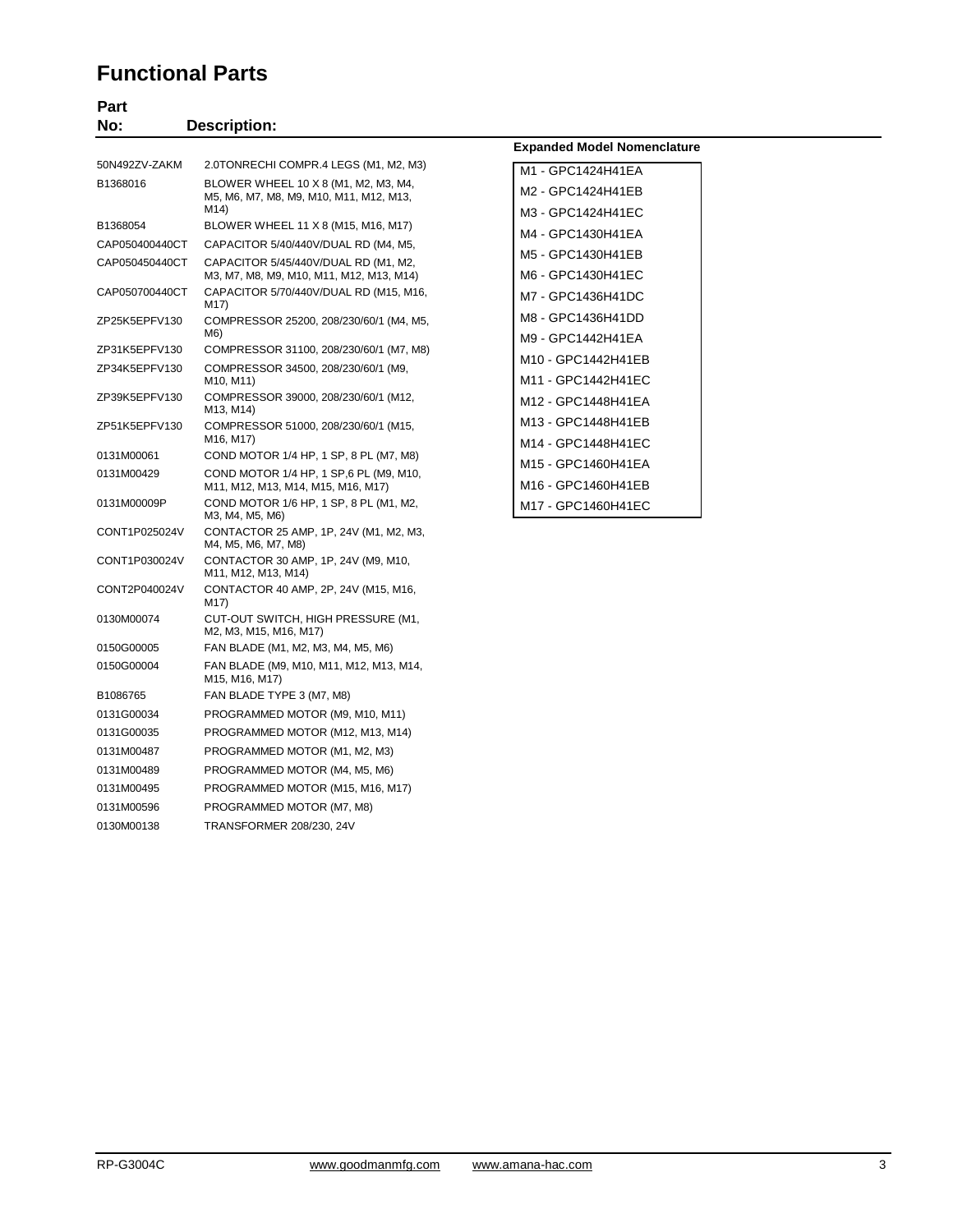# Functional Parts

| Part No: | Description: |
| --- | --- |
| 50N492ZV-ZAKM | 2.0TONRECHI COMPR.4 LEGS (M1, M2, M3) |
| B1368016 | BLOWER WHEEL 10 X 8 (M1, M2, M3, M4, M5, M6, M7, M8, M9, M10, M11, M12, M13, M14) |
| B1368054 | BLOWER WHEEL 11 X 8 (M15, M16, M17) |
| CAP050400440CT | CAPACITOR 5/40/440V/DUAL RD (M4, M5, |
| CAP050450440CT | CAPACITOR 5/45/440V/DUAL RD (M1, M2, M3, M7, M8, M9, M10, M11, M12, M13, M14) |
| CAP050700440CT | CAPACITOR 5/70/440V/DUAL RD (M15, M16, M17) |
| ZP25K5EPFV130 | COMPRESSOR 25200, 208/230/60/1 (M4, M5, M6) |
| ZP31K5EPFV130 | COMPRESSOR 31100, 208/230/60/1 (M7, M8) |
| ZP34K5EPFV130 | COMPRESSOR 34500, 208/230/60/1 (M9, M10, M11) |
| ZP39K5EPFV130 | COMPRESSOR 39000, 208/230/60/1 (M12, M13, M14) |
| ZP51K5EPFV130 | COMPRESSOR 51000, 208/230/60/1 (M15, M16, M17) |
| 0131M00061 | COND MOTOR 1/4 HP, 1 SP, 8 PL (M7, M8) |
| 0131M00429 | COND MOTOR 1/4 HP, 1 SP,6 PL (M9, M10, M11, M12, M13, M14, M15, M16, M17) |
| 0131M00009P | COND MOTOR 1/6 HP, 1 SP, 8 PL (M1, M2, M3, M4, M5, M6) |
| CONT1P025024V | CONTACTOR 25 AMP, 1P, 24V (M1, M2, M3, M4, M5, M6, M7, M8) |
| CONT1P030024V | CONTACTOR 30 AMP, 1P, 24V (M9, M10, M11, M12, M13, M14) |
| CONT2P040024V | CONTACTOR 40 AMP, 2P, 24V (M15, M16, M17) |
| 0130M00074 | CUT-OUT SWITCH, HIGH PRESSURE (M1, M2, M3, M15, M16, M17) |
| 0150G00005 | FAN BLADE (M1, M2, M3, M4, M5, M6) |
| 0150G00004 | FAN BLADE (M9, M10, M11, M12, M13, M14, M15, M16, M17) |
| B1086765 | FAN BLADE TYPE 3 (M7, M8) |
| 0131G00034 | PROGRAMMED MOTOR (M9, M10, M11) |
| 0131G00035 | PROGRAMMED MOTOR (M12, M13, M14) |
| 0131M00487 | PROGRAMMED MOTOR (M1, M2, M3) |
| 0131M00489 | PROGRAMMED MOTOR (M4, M5, M6) |
| 0131M00495 | PROGRAMMED MOTOR (M15, M16, M17) |
| 0131M00596 | PROGRAMMED MOTOR (M7, M8) |
| 0130M00138 | TRANSFORMER 208/230, 24V |

**Expanded Model Nomenclature**

| |
| --- |
| M1 - GPC1424H41EA |
| M2 - GPC1424H41EB |
| M3 - GPC1424H41EC |
| M4 - GPC1430H41EA |
| M5 - GPC1430H41EB |
| M6 - GPC1430H41EC |
| M7 - GPC1436H41DC |
| M8 - GPC1436H41DD |
| M9 - GPC1442H41EA |
| M10 - GPC1442H41EB |
| M11 - GPC1442H41EC |
| M12 - GPC1448H41EA |
| M13 - GPC1448H41EB |
| M14 - GPC1448H41EC |
| M15 - GPC1460H41EA |
| M16 - GPC1460H41EB |
| M17 - GPC1460H41EC |

RP-G3004C www.goodmanmfg.com www.amana-hac.com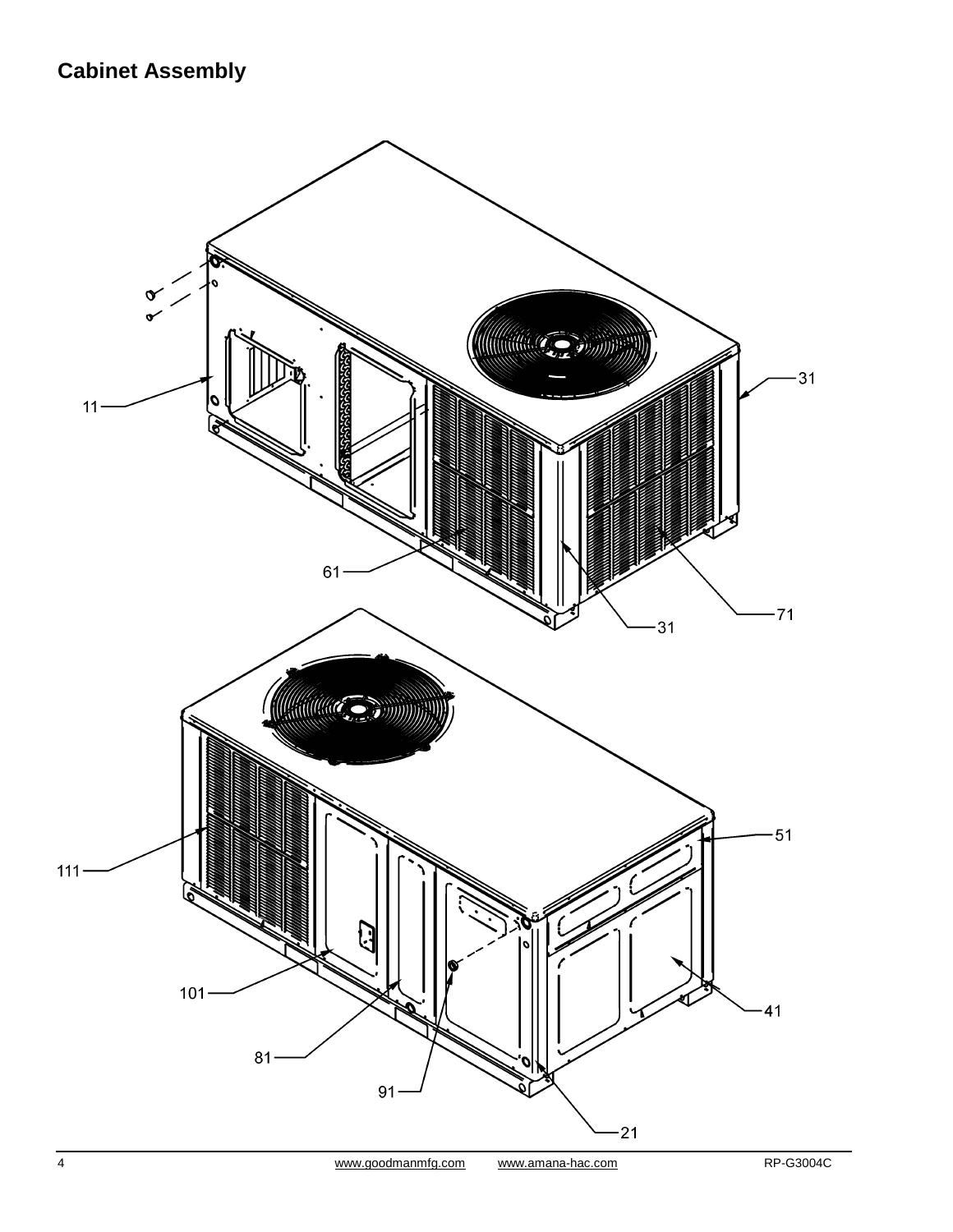## Cabinet Assembly

11

31

61

31

71

111

51

101

81

41

91

21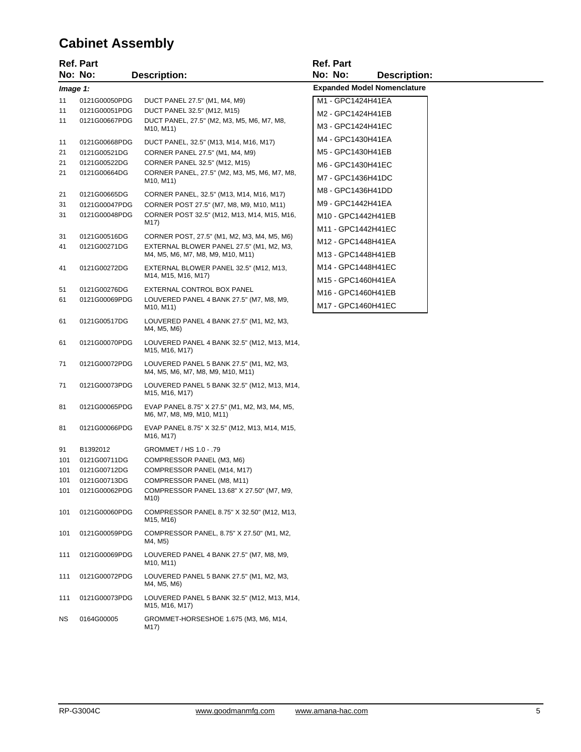# Cabinet Assembly

| Ref. No: | Part No: | Description: |
|---|---|---|
| *Image 1:* | | |
| 11 | 0121G00050PDG | DUCT PANEL 27.5" (M1, M4, M9) |
| 11 | 0121G00051PDG | DUCT PANEL 32.5" (M12, M15) |
| 11 | 0121G00667PDG | DUCT PANEL, 27.5" (M2, M3, M5, M6, M7, M8, M10, M11) |
| 11 | 0121G00668PDG | DUCT PANEL, 32.5" (M13, M14, M16, M17) |
| 21 | 0121G00521DG | CORNER PANEL 27.5" (M1, M4, M9) |
| 21 | 0121G00522DG | CORNER PANEL 32.5" (M12, M15) |
| 21 | 0121G00664DG | CORNER PANEL, 27.5" (M2, M3, M5, M6, M7, M8, M10, M11) |
| 21 | 0121G00665DG | CORNER PANEL, 32.5" (M13, M14, M16, M17) |
| 31 | 0121G00047PDG | CORNER POST 27.5" (M7, M8, M9, M10, M11) |
| 31 | 0121G00048PDG | CORNER POST 32.5" (M12, M13, M14, M15, M16, M17) |
| 31 | 0121G00516DG | CORNER POST, 27.5" (M1, M2, M3, M4, M5, M6) |
| 41 | 0121G00271DG | EXTERNAL BLOWER PANEL 27.5" (M1, M2, M3, M4, M5, M6, M7, M8, M9, M10, M11) |
| 41 | 0121G00272DG | EXTERNAL BLOWER PANEL 32.5" (M12, M13, M14, M15, M16, M17) |
| 51 | 0121G00276DG | EXTERNAL CONTROL BOX PANEL |
| 61 | 0121G00069PDG | LOUVERED PANEL 4 BANK 27.5" (M7, M8, M9, M10, M11) |
| 61 | 0121G00517DG | LOUVERED PANEL 4 BANK 27.5" (M1, M2, M3, M4, M5, M6) |
| 61 | 0121G00070PDG | LOUVERED PANEL 4 BANK 32.5" (M12, M13, M14, M15, M16, M17) |
| 71 | 0121G00072PDG | LOUVERED PANEL 5 BANK 27.5" (M1, M2, M3, M4, M5, M6, M7, M8, M9, M10, M11) |
| 71 | 0121G00073PDG | LOUVERED PANEL 5 BANK 32.5" (M12, M13, M14, M15, M16, M17) |
| 81 | 0121G00065PDG | EVAP PANEL 8.75" X 27.5" (M1, M2, M3, M4, M5, M6, M7, M8, M9, M10, M11) |
| 81 | 0121G00066PDG | EVAP PANEL 8.75" X 32.5" (M12, M13, M14, M15, M16, M17) |
| 91 | B1392012 | GROMMET / HS 1.0 - .79 |
| 101 | 0121G00711DG | COMPRESSOR PANEL (M3, M6) |
| 101 | 0121G00712DG | COMPRESSOR PANEL (M14, M17) |
| 101 | 0121G00713DG | COMPRESSOR PANEL (M8, M11) |
| 101 | 0121G00062PDG | COMPRESSOR PANEL 13.68" X 27.50" (M7, M9, M10) |
| 101 | 0121G00060PDG | COMPRESSOR PANEL 8.75" X 32.50" (M12, M13, M15, M16) |
| 101 | 0121G00059PDG | COMPRESSOR PANEL, 8.75" X 27.50" (M1, M2, M4, M5) |
| 111 | 0121G00069PDG | LOUVERED PANEL 4 BANK 27.5" (M7, M8, M9, M10, M11) |
| 111 | 0121G00072PDG | LOUVERED PANEL 5 BANK 27.5" (M1, M2, M3, M4, M5, M6) |
| 111 | 0121G00073PDG | LOUVERED PANEL 5 BANK 32.5" (M12, M13, M14, M15, M16, M17) |
| NS | 0164G00005 | GROMMET-HORSESHOE 1.675 (M3, M6, M14, M17) |

**Expanded Model Nomenclature**

- M1 - GPC1424H41EA
- M2 - GPC1424H41EB
- M3 - GPC1424H41EC
- M4 - GPC1430H41EA
- M5 - GPC1430H41EB
- M6 - GPC1430H41EC
- M7 - GPC1436H41DC
- M8 - GPC1436H41DD
- M9 - GPC1442H41EA
- M10 - GPC1442H41EB
- M11 - GPC1442H41EC
- M12 - GPC1448H41EA
- M13 - GPC1448H41EB
- M14 - GPC1448H41EC
- M15 - GPC1460H41EA
- M16 - GPC1460H41EB
- M17 - GPC1460H41EC

RP-G3004C www.goodmanmfg.com www.amana-hac.com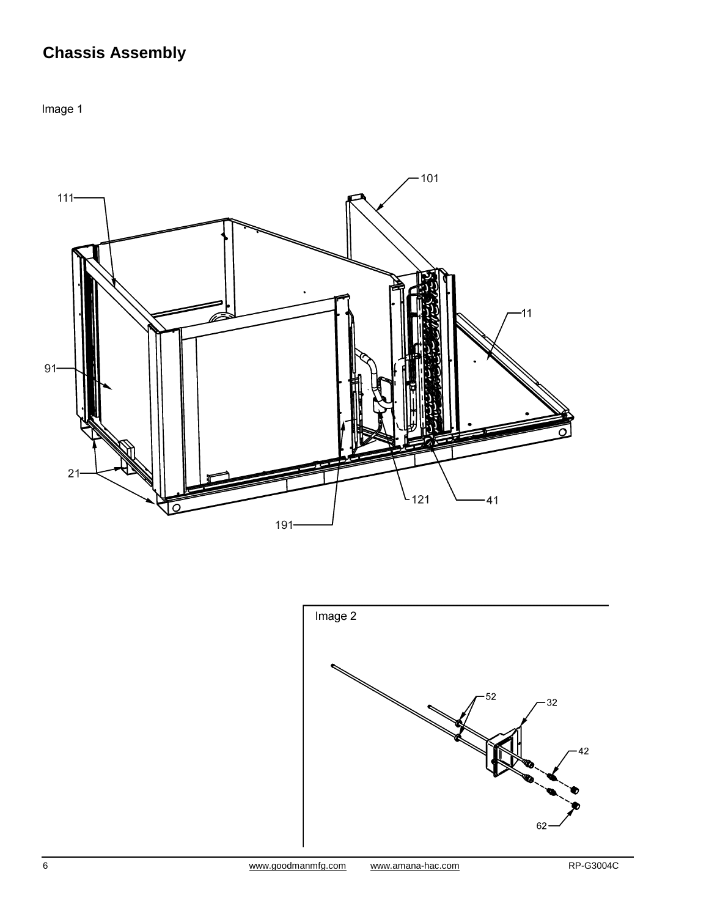## Chassis Assembly

Image 1

101

111

11

91

21

121

41

191

Image 2

52

32

42

62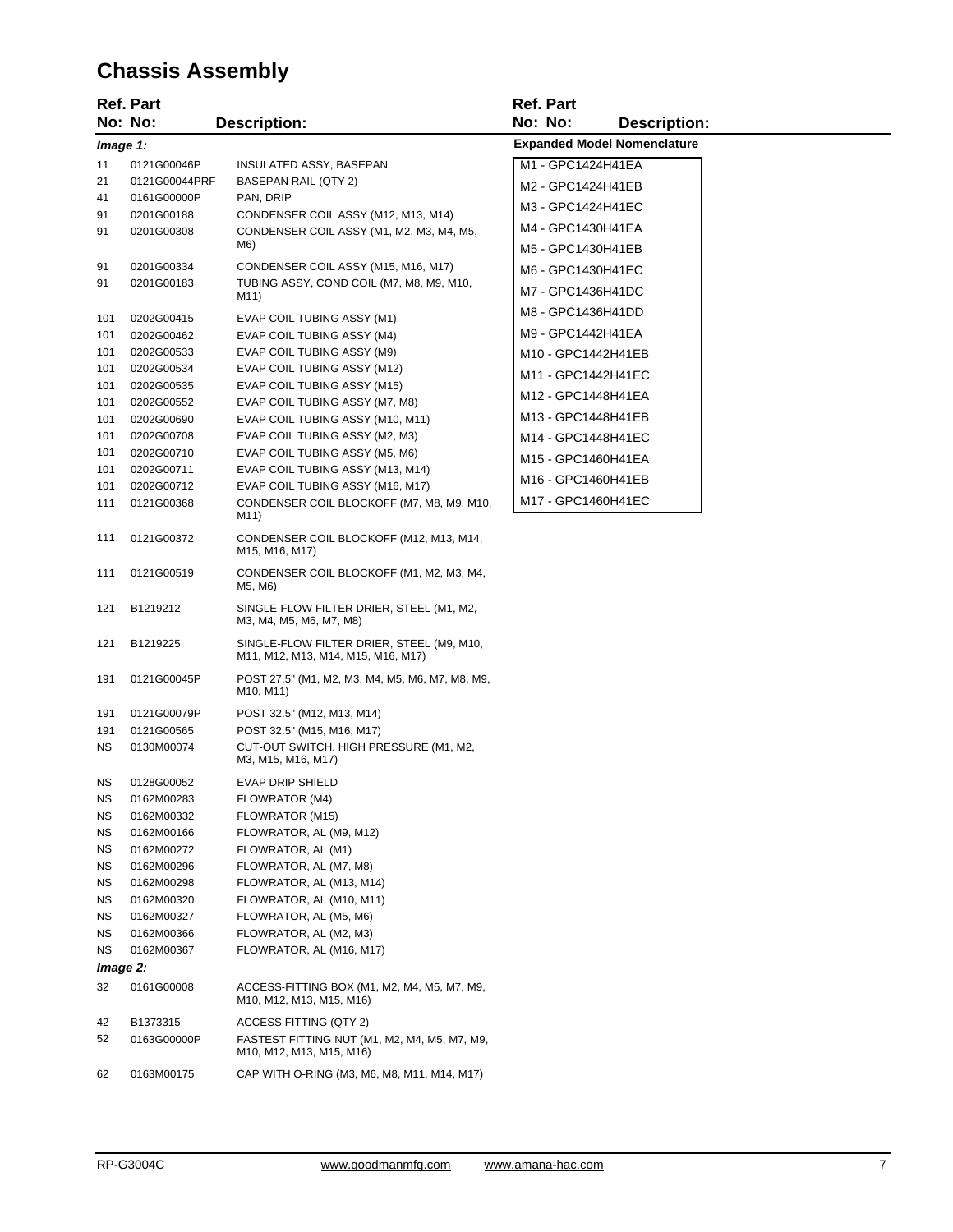# Chassis Assembly

| Ref. No: | Part No: | Description: |
|---|---|---|
| ***Image 1:*** | | |
| 11 | 0121G00046P | INSULATED ASSY, BASEPAN |
| 21 | 0121G00044PRF | BASEPAN RAIL (QTY 2) |
| 41 | 0161G00000P | PAN, DRIP |
| 91 | 0201G00188 | CONDENSER COIL ASSY (M12, M13, M14) |
| 91 | 0201G00308 | CONDENSER COIL ASSY (M1, M2, M3, M4, M5, M6) |
| 91 | 0201G00334 | CONDENSER COIL ASSY (M15, M16, M17) |
| 91 | 0201G00183 | TUBING ASSY, COND COIL (M7, M8, M9, M10, M11) |
| 101 | 0202G00415 | EVAP COIL TUBING ASSY (M1) |
| 101 | 0202G00462 | EVAP COIL TUBING ASSY (M4) |
| 101 | 0202G00533 | EVAP COIL TUBING ASSY (M9) |
| 101 | 0202G00534 | EVAP COIL TUBING ASSY (M12) |
| 101 | 0202G00535 | EVAP COIL TUBING ASSY (M15) |
| 101 | 0202G00552 | EVAP COIL TUBING ASSY (M7, M8) |
| 101 | 0202G00690 | EVAP COIL TUBING ASSY (M10, M11) |
| 101 | 0202G00708 | EVAP COIL TUBING ASSY (M2, M3) |
| 101 | 0202G00710 | EVAP COIL TUBING ASSY (M5, M6) |
| 101 | 0202G00711 | EVAP COIL TUBING ASSY (M13, M14) |
| 101 | 0202G00712 | EVAP COIL TUBING ASSY (M16, M17) |
| 111 | 0121G00368 | CONDENSER COIL BLOCKOFF (M7, M8, M9, M10, M11) |
| 111 | 0121G00372 | CONDENSER COIL BLOCKOFF (M12, M13, M14, M15, M16, M17) |
| 111 | 0121G00519 | CONDENSER COIL BLOCKOFF (M1, M2, M3, M4, M5, M6) |
| 121 | B1219212 | SINGLE-FLOW FILTER DRIER, STEEL (M1, M2, M3, M4, M5, M6, M7, M8) |
| 121 | B1219225 | SINGLE-FLOW FILTER DRIER, STEEL (M9, M10, M11, M12, M13, M14, M15, M16, M17) |
| 191 | 0121G00045P | POST 27.5" (M1, M2, M3, M4, M5, M6, M7, M8, M9, M10, M11) |
| 191 | 0121G00079P | POST 32.5" (M12, M13, M14) |
| 191 | 0121G00565 | POST 32.5" (M15, M16, M17) |
| NS | 0130M00074 | CUT-OUT SWITCH, HIGH PRESSURE (M1, M2, M3, M15, M16, M17) |
| NS | 0128G00052 | EVAP DRIP SHIELD |
| NS | 0162M00283 | FLOWRATOR (M4) |
| NS | 0162M00332 | FLOWRATOR (M15) |
| NS | 0162M00166 | FLOWRATOR, AL (M9, M12) |
| NS | 0162M00272 | FLOWRATOR, AL (M1) |
| NS | 0162M00296 | FLOWRATOR, AL (M7, M8) |
| NS | 0162M00298 | FLOWRATOR, AL (M13, M14) |
| NS | 0162M00320 | FLOWRATOR, AL (M10, M11) |
| NS | 0162M00327 | FLOWRATOR, AL (M5, M6) |
| NS | 0162M00366 | FLOWRATOR, AL (M2, M3) |
| NS | 0162M00367 | FLOWRATOR, AL (M16, M17) |
| ***Image 2:*** | | |
| 32 | 0161G00008 | ACCESS-FITTING BOX (M1, M2, M4, M5, M7, M9, M10, M12, M13, M15, M16) |
| 42 | B1373315 | ACCESS FITTING (QTY 2) |
| 52 | 0163G00000P | FASTEST FITTING NUT (M1, M2, M4, M5, M7, M9, M10, M12, M13, M15, M16) |
| 62 | 0163M00175 | CAP WITH O-RING (M3, M6, M8, M11, M14, M17) |

**Expanded Model Nomenclature**

- M1 - GPC1424H41EA
- M2 - GPC1424H41EB
- M3 - GPC1424H41EC
- M4 - GPC1430H41EA
- M5 - GPC1430H41EB
- M6 - GPC1430H41EC
- M7 - GPC1436H41DC
- M8 - GPC1436H41DD
- M9 - GPC1442H41EA
- M10 - GPC1442H41EB
- M11 - GPC1442H41EC
- M12 - GPC1448H41EA
- M13 - GPC1448H41EB
- M14 - GPC1448H41EC
- M15 - GPC1460H41EA
- M16 - GPC1460H41EB
- M17 - GPC1460H41EC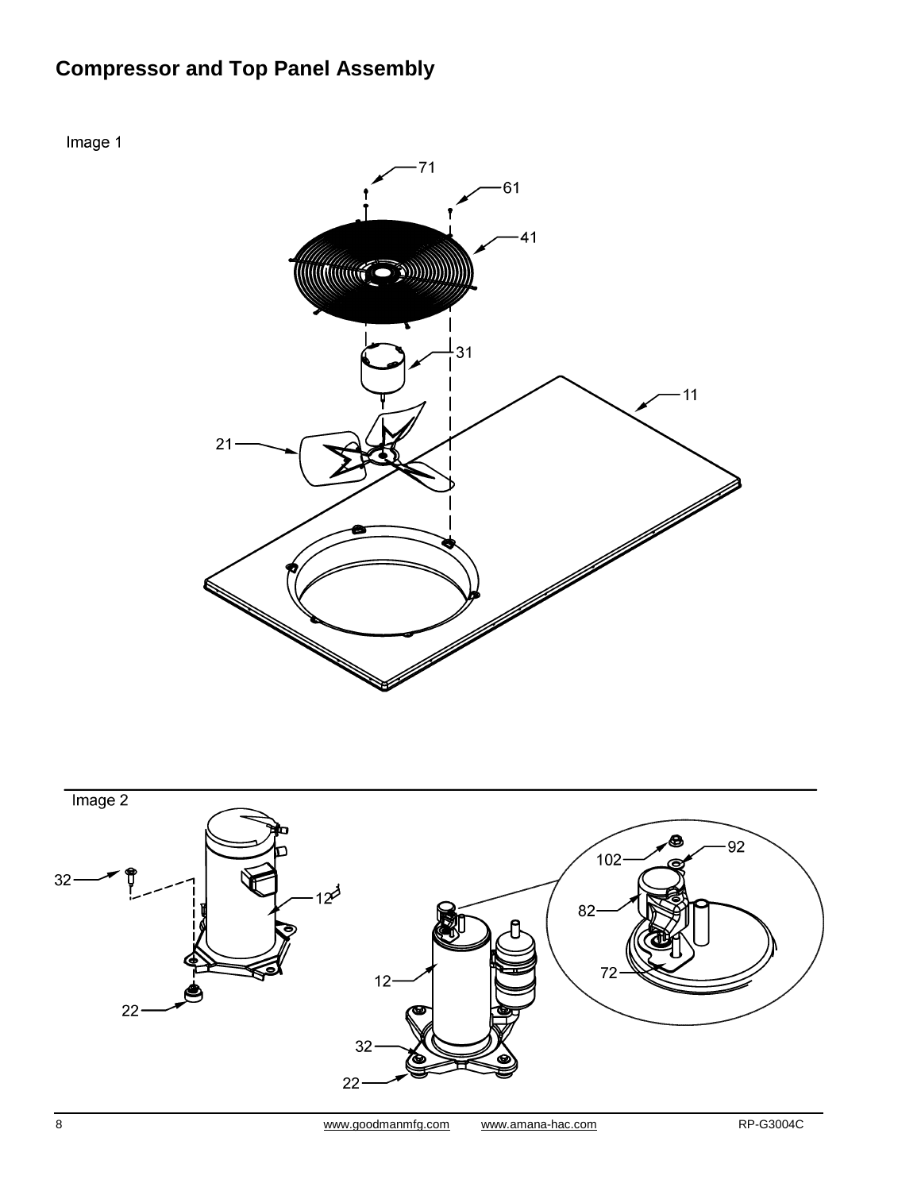## Compressor and Top Panel Assembly

Image 1

71

61

41

31

11

21

Image 2

32

12

22

102

92

82

12

72

32

22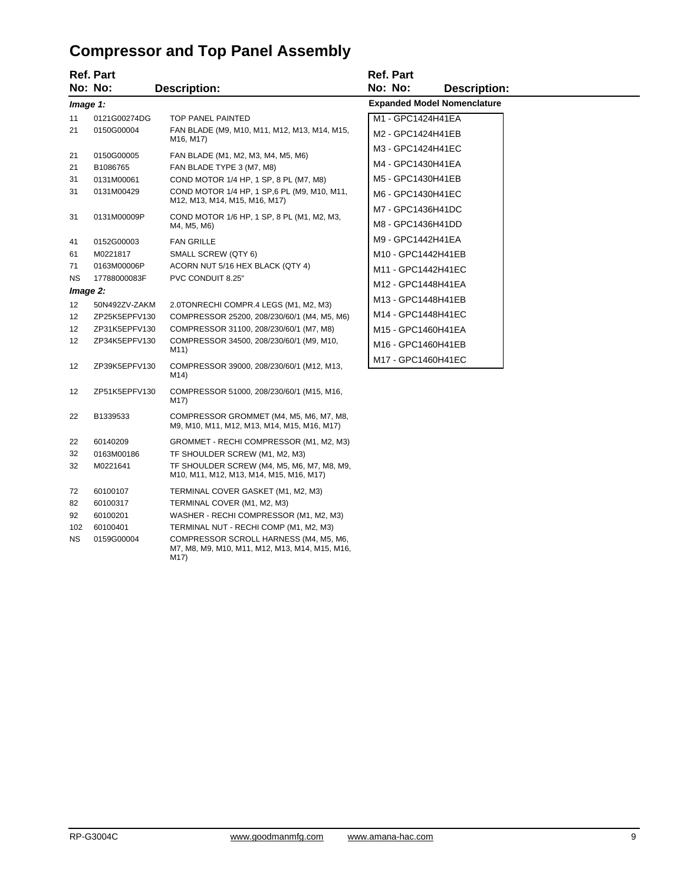# Compressor and Top Panel Assembly

| Ref. No: | Part No: | Description: |
|---|---|---|
| ***Image 1:*** | | |
| 11 | 0121G00274DG | TOP PANEL PAINTED |
| 21 | 0150G00004 | FAN BLADE (M9, M10, M11, M12, M13, M14, M15, M16, M17) |
| 21 | 0150G00005 | FAN BLADE (M1, M2, M3, M4, M5, M6) |
| 21 | B1086765 | FAN BLADE TYPE 3 (M7, M8) |
| 31 | 0131M00061 | COND MOTOR 1/4 HP, 1 SP, 8 PL (M7, M8) |
| 31 | 0131M00429 | COND MOTOR 1/4 HP, 1 SP,6 PL (M9, M10, M11, M12, M13, M14, M15, M16, M17) |
| 31 | 0131M00009P | COND MOTOR 1/6 HP, 1 SP, 8 PL (M1, M2, M3, M4, M5, M6) |
| 41 | 0152G00003 | FAN GRILLE |
| 61 | M0221817 | SMALL SCREW (QTY 6) |
| 71 | 0163M00006P | ACORN NUT 5/16 HEX BLACK (QTY 4) |
| NS | 17788000083F | PVC CONDUIT 8.25" |
| ***Image 2:*** | | |
| 12 | 50N492ZV-ZAKM | 2.0TONRECHI COMPR.4 LEGS (M1, M2, M3) |
| 12 | ZP25K5EPFV130 | COMPRESSOR 25200, 208/230/60/1 (M4, M5, M6) |
| 12 | ZP31K5EPFV130 | COMPRESSOR 31100, 208/230/60/1 (M7, M8) |
| 12 | ZP34K5EPFV130 | COMPRESSOR 34500, 208/230/60/1 (M9, M10, M11) |
| 12 | ZP39K5EPFV130 | COMPRESSOR 39000, 208/230/60/1 (M12, M13, M14) |
| 12 | ZP51K5EPFV130 | COMPRESSOR 51000, 208/230/60/1 (M15, M16, M17) |
| 22 | B1339533 | COMPRESSOR GROMMET (M4, M5, M6, M7, M8, M9, M10, M11, M12, M13, M14, M15, M16, M17) |
| 22 | 60140209 | GROMMET - RECHI COMPRESSOR (M1, M2, M3) |
| 32 | 0163M00186 | TF SHOULDER SCREW (M1, M2, M3) |
| 32 | M0221641 | TF SHOULDER SCREW (M4, M5, M6, M7, M8, M9, M10, M11, M12, M13, M14, M15, M16, M17) |
| 72 | 60100107 | TERMINAL COVER GASKET (M1, M2, M3) |
| 82 | 60100317 | TERMINAL COVER (M1, M2, M3) |
| 92 | 60100201 | WASHER - RECHI COMPRESSOR (M1, M2, M3) |
| 102 | 60100401 | TERMINAL NUT - RECHI COMP (M1, M2, M3) |
| NS | 0159G00004 | COMPRESSOR SCROLL HARNESS (M4, M5, M6, M7, M8, M9, M10, M11, M12, M13, M14, M15, M16, M17) |

**Expanded Model Nomenclature**

| |
|---|
| M1 - GPC1424H41EA |
| M2 - GPC1424H41EB |
| M3 - GPC1424H41EC |
| M4 - GPC1430H41EA |
| M5 - GPC1430H41EB |
| M6 - GPC1430H41EC |
| M7 - GPC1436H41DC |
| M8 - GPC1436H41DD |
| M9 - GPC1442H41EA |
| M10 - GPC1442H41EB |
| M11 - GPC1442H41EC |
| M12 - GPC1448H41EA |
| M13 - GPC1448H41EB |
| M14 - GPC1448H41EC |
| M15 - GPC1460H41EA |
| M16 - GPC1460H41EB |
| M17 - GPC1460H41EC |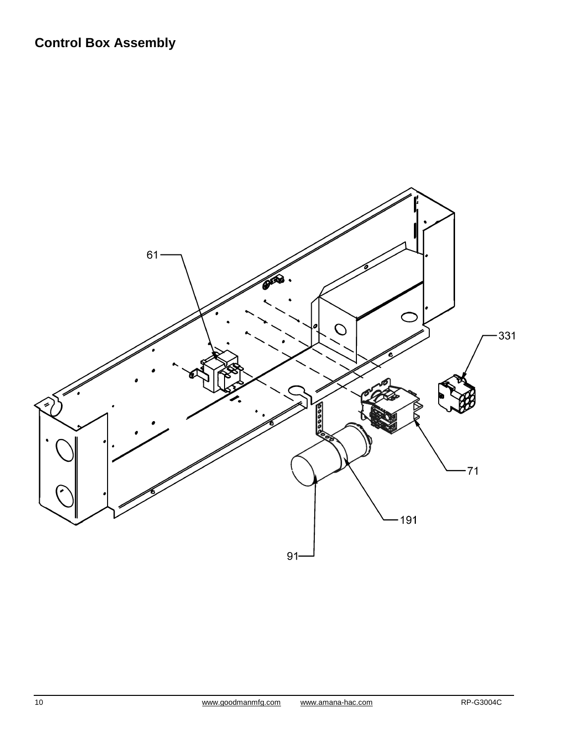## Control Box Assembly

61

331

71

191

91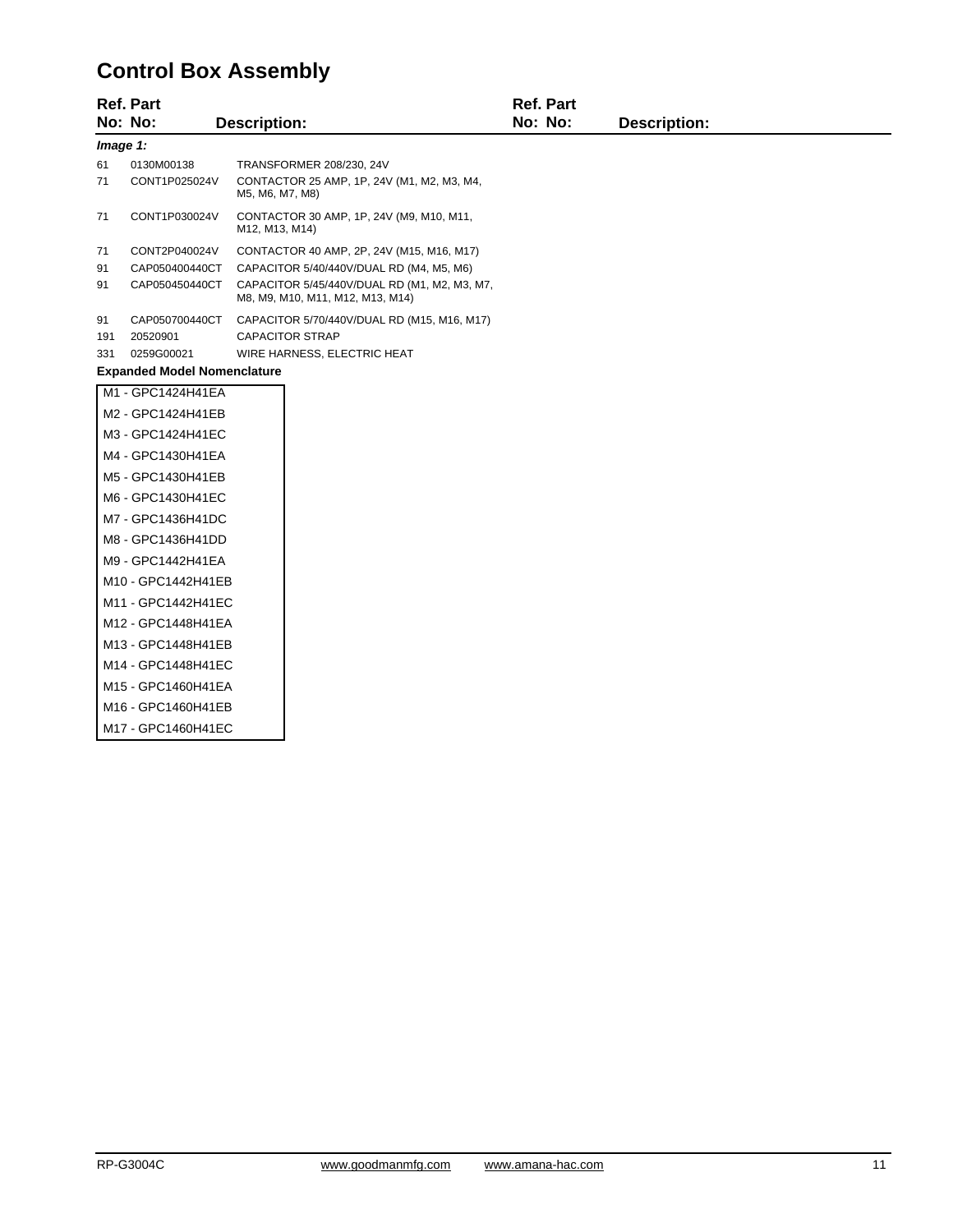# Control Box Assembly

| Ref. No: | Part No: | Description: |
|---|---|---|
| ***Image 1:*** | | |
| 61 | 0130M00138 | TRANSFORMER 208/230, 24V |
| 71 | CONT1P025024V | CONTACTOR 25 AMP, 1P, 24V (M1, M2, M3, M4, M5, M6, M7, M8) |
| 71 | CONT1P030024V | CONTACTOR 30 AMP, 1P, 24V (M9, M10, M11, M12, M13, M14) |
| 71 | CONT2P040024V | CONTACTOR 40 AMP, 2P, 24V (M15, M16, M17) |
| 91 | CAP050400440CT | CAPACITOR 5/40/440V/DUAL RD (M4, M5, M6) |
| 91 | CAP050450440CT | CAPACITOR 5/45/440V/DUAL RD (M1, M2, M3, M7, M8, M9, M10, M11, M12, M13, M14) |
| 91 | CAP050700440CT | CAPACITOR 5/70/440V/DUAL RD (M15, M16, M17) |
| 191 | 20520901 | CAPACITOR STRAP |
| 331 | 0259G00021 | WIRE HARNESS, ELECTRIC HEAT |

**Expanded Model Nomenclature**

| |
|---|
| M1 - GPC1424H41EA |
| M2 - GPC1424H41EB |
| M3 - GPC1424H41EC |
| M4 - GPC1430H41EA |
| M5 - GPC1430H41EB |
| M6 - GPC1430H41EC |
| M7 - GPC1436H41DC |
| M8 - GPC1436H41DD |
| M9 - GPC1442H41EA |
| M10 - GPC1442H41EB |
| M11 - GPC1442H41EC |
| M12 - GPC1448H41EA |
| M13 - GPC1448H41EB |
| M14 - GPC1448H41EC |
| M15 - GPC1460H41EA |
| M16 - GPC1460H41EB |
| M17 - GPC1460H41EC |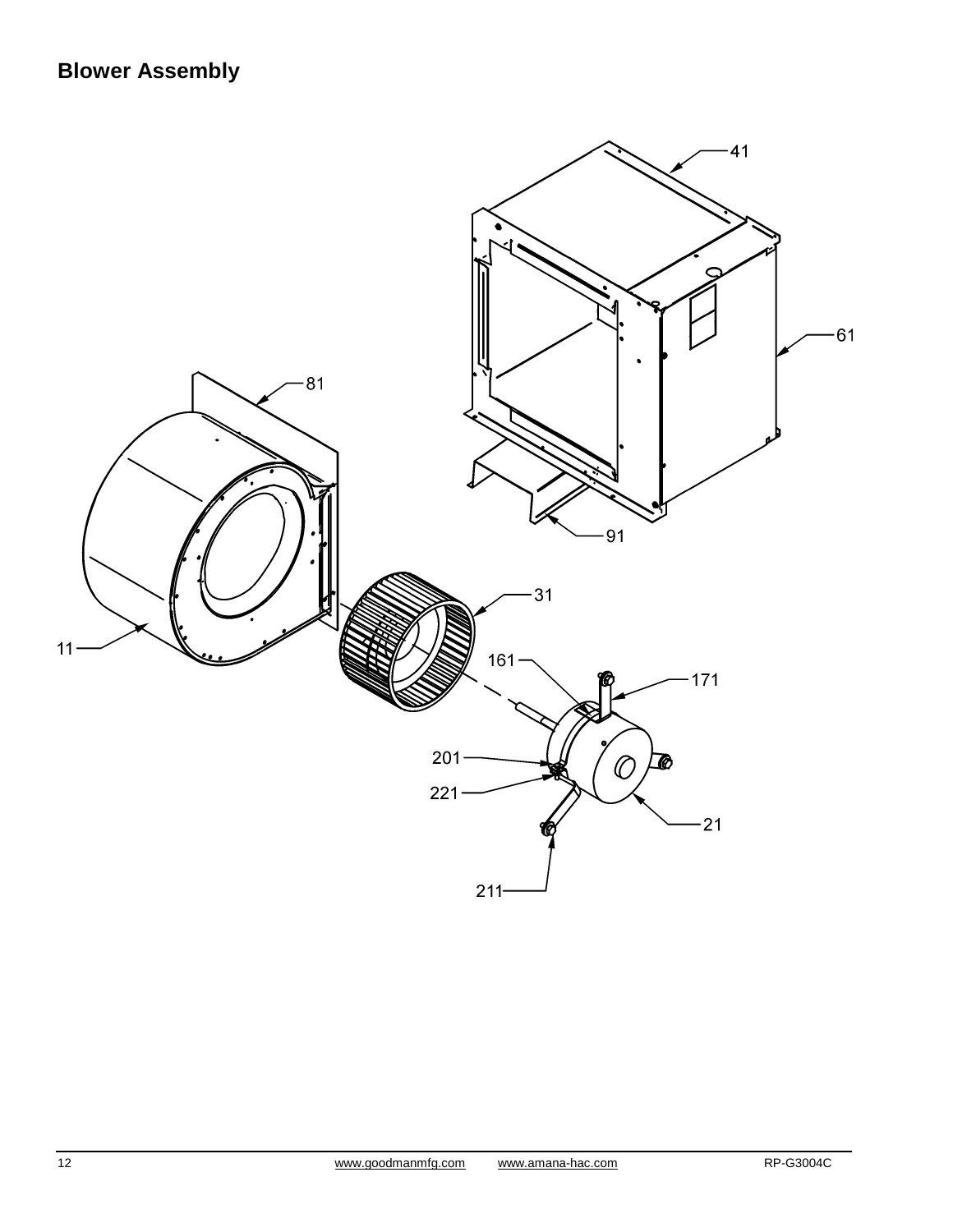## Blower Assembly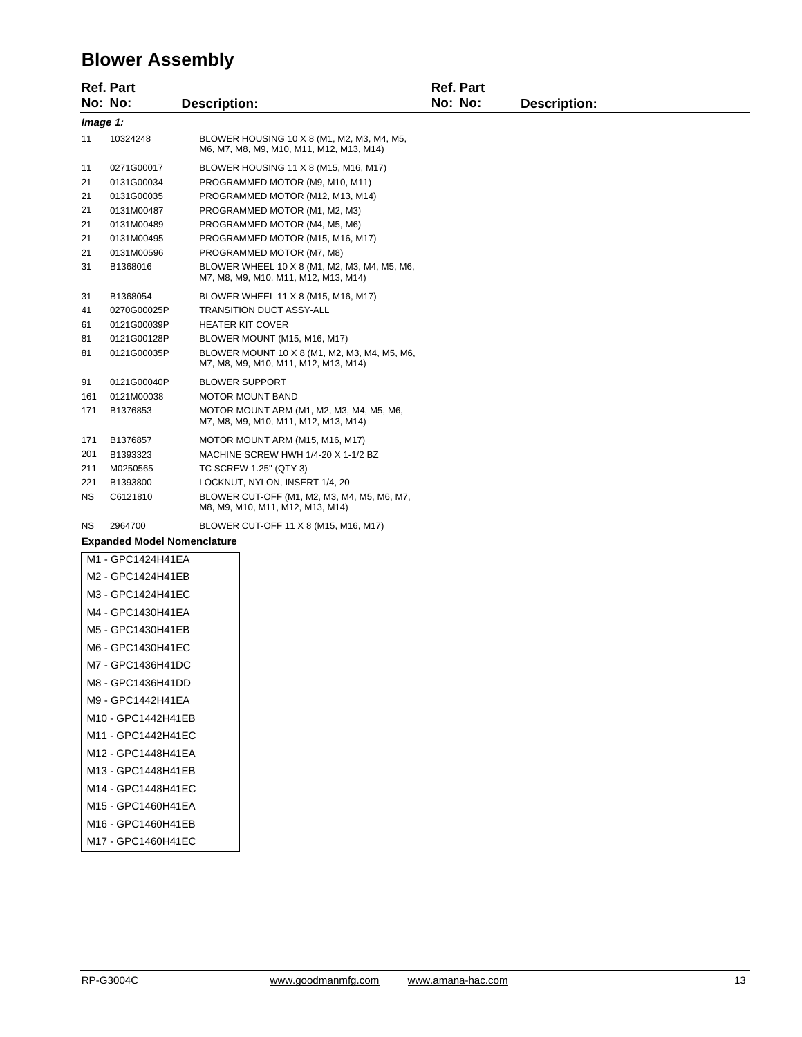# Blower Assembly

| Ref. No: | Part No: | Description: |
|---|---|---|
| ***Image 1:*** | | |
| 11 | 10324248 | BLOWER HOUSING 10 X 8 (M1, M2, M3, M4, M5, M6, M7, M8, M9, M10, M11, M12, M13, M14) |
| 11 | 0271G00017 | BLOWER HOUSING 11 X 8 (M15, M16, M17) |
| 21 | 0131G00034 | PROGRAMMED MOTOR (M9, M10, M11) |
| 21 | 0131G00035 | PROGRAMMED MOTOR (M12, M13, M14) |
| 21 | 0131M00487 | PROGRAMMED MOTOR (M1, M2, M3) |
| 21 | 0131M00489 | PROGRAMMED MOTOR (M4, M5, M6) |
| 21 | 0131M00495 | PROGRAMMED MOTOR (M15, M16, M17) |
| 21 | 0131M00596 | PROGRAMMED MOTOR (M7, M8) |
| 31 | B1368016 | BLOWER WHEEL 10 X 8 (M1, M2, M3, M4, M5, M6, M7, M8, M9, M10, M11, M12, M13, M14) |
| 31 | B1368054 | BLOWER WHEEL 11 X 8 (M15, M16, M17) |
| 41 | 0270G00025P | TRANSITION DUCT ASSY-ALL |
| 61 | 0121G00039P | HEATER KIT COVER |
| 81 | 0121G00128P | BLOWER MOUNT (M15, M16, M17) |
| 81 | 0121G00035P | BLOWER MOUNT 10 X 8 (M1, M2, M3, M4, M5, M6, M7, M8, M9, M10, M11, M12, M13, M14) |
| 91 | 0121G00040P | BLOWER SUPPORT |
| 161 | 0121M00038 | MOTOR MOUNT BAND |
| 171 | B1376853 | MOTOR MOUNT ARM (M1, M2, M3, M4, M5, M6, M7, M8, M9, M10, M11, M12, M13, M14) |
| 171 | B1376857 | MOTOR MOUNT ARM (M15, M16, M17) |
| 201 | B1393323 | MACHINE SCREW HWH 1/4-20 X 1-1/2 BZ |
| 211 | M0250565 | TC SCREW 1.25" (QTY 3) |
| 221 | B1393800 | LOCKNUT, NYLON, INSERT 1/4, 20 |
| NS | C6121810 | BLOWER CUT-OFF (M1, M2, M3, M4, M5, M6, M7, M8, M9, M10, M11, M12, M13, M14) |
| NS | 2964700 | BLOWER CUT-OFF 11 X 8 (M15, M16, M17) |

**Expanded Model Nomenclature**

| |
|---|
| M1 - GPC1424H41EA |
| M2 - GPC1424H41EB |
| M3 - GPC1424H41EC |
| M4 - GPC1430H41EA |
| M5 - GPC1430H41EB |
| M6 - GPC1430H41EC |
| M7 - GPC1436H41DC |
| M8 - GPC1436H41DD |
| M9 - GPC1442H41EA |
| M10 - GPC1442H41EB |
| M11 - GPC1442H41EC |
| M12 - GPC1448H41EA |
| M13 - GPC1448H41EB |
| M14 - GPC1448H41EC |
| M15 - GPC1460H41EA |
| M16 - GPC1460H41EB |
| M17 - GPC1460H41EC |

RP-G3004C www.goodmanmfg.com www.amana-hac.com